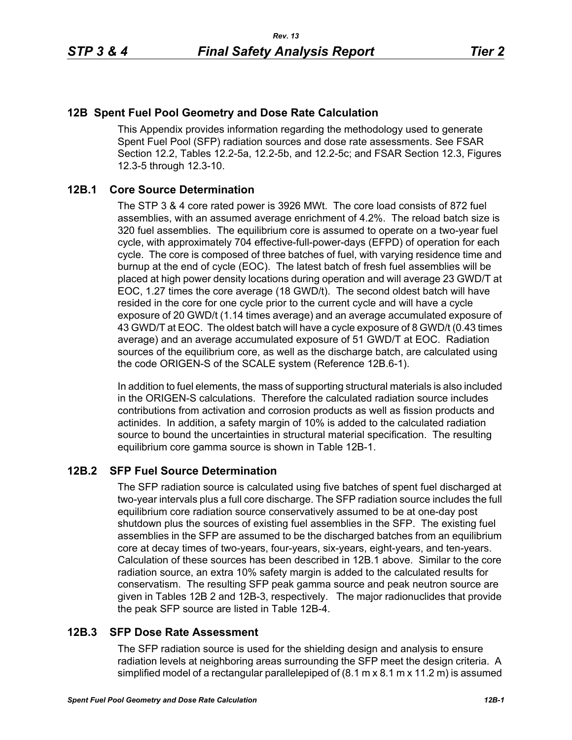## 12B Spent Fuel Pool Geometry and Dose Rate Calculation

This Appendix provides information regarding the methodology used to generate Spent Fuel Pool (SFP) radiation sources and dose rate assessments. See FSAR Section 12.2, Tables 12.2-5a, 12.2-5b, and 12.2-5c; and FSAR Section 12.3, Figures 12.3-5 through 12.3-10.

### 12B.1 Core Source Determination

The STP 3 & 4 core rated power is 3926 MWt. The core load consists of 872 fuel assemblies, with an assumed average enrichment of 4.2%. The reload batch size is 320 fuel assemblies. The equilibrium core is assumed to operate on a two-year fuel cycle, with approximately 704 effective-full-power-days (EFPD) of operation for each cycle. The core is composed of three batches of fuel, with varying residence time and burnup at the end of cycle (EOC). The latest batch of fresh fuel assemblies will be placed at high power density locations during operation and will average 23 GWD/T at EOC, 1.27 times the core average (18 GWD/t). The second oldest batch will have resided in the core for one cycle prior to the current cycle and will have a cycle exposure of 20 GWD/t (1.14 times average) and an average accumulated exposure of 43 GWD/T at EOC. The oldest batch will have a cycle exposure of 8 GWD/t (0.43 times average) and an average accumulated exposure of 51 GWD/T at EOC. Radiation sources of the equilibrium core, as well as the discharge batch, are calculated using the code ORIGEN-S of the SCALE system (Reference 12B.6-1).

In addition to fuel elements, the mass of supporting structural materials is also included in the ORIGEN-S calculations. Therefore the calculated radiation source includes contributions from activation and corrosion products as well as fission products and actinides. In addition, a safety margin of 10% is added to the calculated radiation source to bound the uncertainties in structural material specification. The resulting equilibrium core gamma source is shown in Table 12B-1.

### 12B.2 SFP Fuel Source Determination

The SFP radiation source is calculated using five batches of spent fuel discharged at two-year intervals plus a full core discharge. The SFP radiation source includes the full equilibrium core radiation source conservatively assumed to be at one-day post shutdown plus the sources of existing fuel assemblies in the SFP. The existing fuel assemblies in the SFP are assumed to be the discharged batches from an equilibrium core at decay times of two-years, four-years, six-years, eight-years, and ten-years. Calculation of these sources has been described in 12B.1 above. Similar to the core radiation source, an extra 10% safety margin is added to the calculated results for conservatism. The resulting SFP peak gamma source and peak neutron source are given in Tables 12B 2 and 12B-3, respectively. The major radionuclides that provide the peak SFP source are listed in Table 12B-4.

### 12B.3 SFP Dose Rate Assessment

The SFP radiation source is used for the shielding design and analysis to ensure radiation levels at neighboring areas surrounding the SFP meet the design criteria. A simplified model of a rectangular parallelepiped of (8.1 m x 8.1 m x 11.2 m) is assumed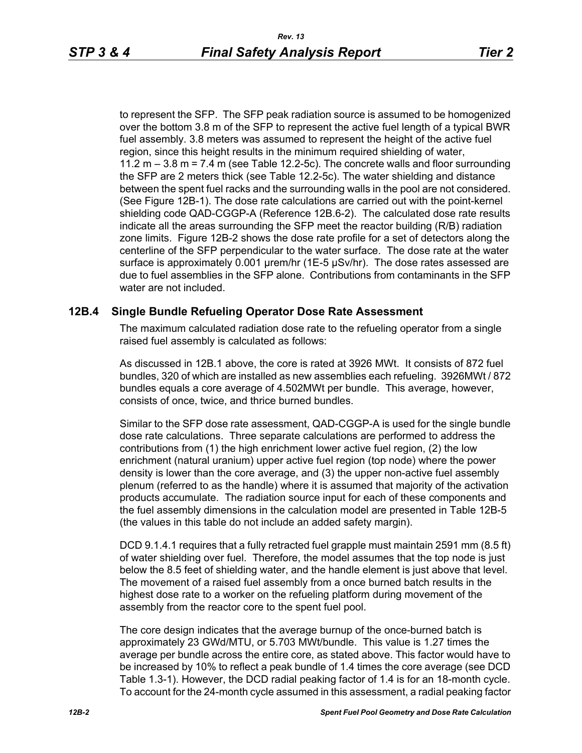to represent the SFP. The SFP peak radiation source is assumed to be homogenized over the bottom 3.8 m of the SFP to represent the active fuel length of a typical BWR fuel assembly. 3.8 meters was assumed to represent the height of the active fuel region, since this height results in the minimum required shielding of water, 11.2 m – 3.8 m = 7.4 m (see Table 12.2-5c). The concrete walls and floor surrounding the SFP are 2 meters thick (see Table 12.2-5c). The water shielding and distance between the spent fuel racks and the surrounding walls in the pool are not considered. (See Figure 12B-1). The dose rate calculations are carried out with the point-kernel shielding code QAD-CGGP-A (Reference 12B.6-2). The calculated dose rate results indicate all the areas surrounding the SFP meet the reactor building (R/B) radiation zone limits. Figure 12B-2 shows the dose rate profile for a set of detectors along the centerline of the SFP perpendicular to the water surface. The dose rate at the water surface is approximately 0.001 μrem/hr (1E-5 μSv/hr). The dose rates assessed are due to fuel assemblies in the SFP alone. Contributions from contaminants in the SFP water are not included.

## 12B.4 Single Bundle Refueling Operator Dose Rate Assessment

The maximum calculated radiation dose rate to the refueling operator from a single raised fuel assembly is calculated as follows:

As discussed in 12B.1 above, the core is rated at 3926 MWt. It consists of 872 fuel bundles, 320 of which are installed as new assemblies each refueling. 3926MWt / 872 bundles equals a core average of 4.502MWt per bundle. This average, however, consists of once, twice, and thrice burned bundles.

Similar to the SFP dose rate assessment, QAD-CGGP-A is used for the single bundle dose rate calculations. Three separate calculations are performed to address the contributions from (1) the high enrichment lower active fuel region, (2) the low enrichment (natural uranium) upper active fuel region (top node) where the power density is lower than the core average, and (3) the upper non-active fuel assembly plenum (referred to as the handle) where it is assumed that majority of the activation products accumulate. The radiation source input for each of these components and the fuel assembly dimensions in the calculation model are presented in Table 12B-5 (the values in this table do not include an added safety margin).

DCD 9.1.4.1 requires that a fully retracted fuel grapple must maintain 2591 mm (8.5 ft) of water shielding over fuel. Therefore, the model assumes that the top node is just below the 8.5 feet of shielding water, and the handle element is just above that level. The movement of a raised fuel assembly from a once burned batch results in the highest dose rate to a worker on the refueling platform during movement of the assembly from the reactor core to the spent fuel pool.

The core design indicates that the average burnup of the once-burned batch is approximately 23 GWd/MTU, or 5.703 MWt/bundle. This value is 1.27 times the average per bundle across the entire core, as stated above. This factor would have to be increased by 10% to reflect a peak bundle of 1.4 times the core average (see DCD Table 1.3-1). However, the DCD radial peaking factor of 1.4 is for an 18-month cycle. To account for the 24-month cycle assumed in this assessment, a radial peaking factor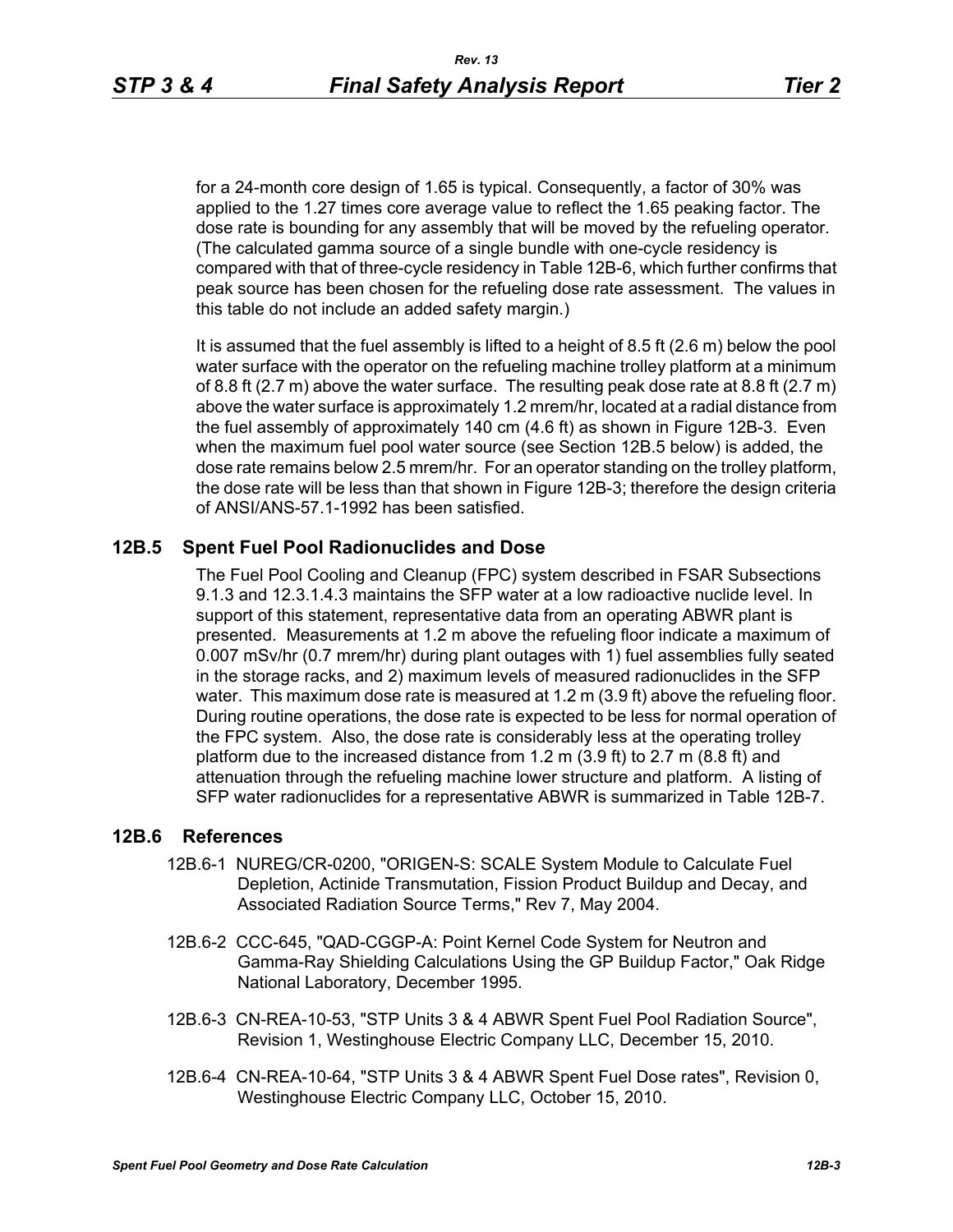for a 24-month core design of 1.65 is typical. Consequently, a factor of 30% was applied to the 1.27 times core average value to reflect the 1.65 peaking factor. The dose rate is bounding for any assembly that will be moved by the refueling operator. (The calculated gamma source of a single bundle with one-cycle residency is compared with that of three-cycle residency in Table 12B-6, which further confirms that peak source has been chosen for the refueling dose rate assessment. The values in this table do not include an added safety margin.)

It is assumed that the fuel assembly is lifted to a height of 8.5 ft (2.6 m) below the pool water surface with the operator on the refueling machine trolley platform at a minimum of 8.8 ft (2.7 m) above the water surface. The resulting peak dose rate at 8.8 ft (2.7 m) above the water surface is approximately 1.2 mrem/hr, located at a radial distance from the fuel assembly of approximately 140 cm (4.6 ft) as shown in Figure 12B-3. Even when the maximum fuel pool water source (see Section 12B.5 below) is added, the dose rate remains below 2.5 mrem/hr. For an operator standing on the trolley platform, the dose rate will be less than that shown in Figure 12B-3; therefore the design criteria of ANSI/ANS-57.1-1992 has been satisfied.

## 12B.5 Spent Fuel Pool Radionuclides and Dose

The Fuel Pool Cooling and Cleanup (FPC) system described in FSAR Subsections 9.1.3 and 12.3.1.4.3 maintains the SFP water at a low radioactive nuclide level. In support of this statement, representative data from an operating ABWR plant is presented. Measurements at 1.2 m above the refueling floor indicate a maximum of 0.007 mSv/hr (0.7 mrem/hr) during plant outages with 1) fuel assemblies fully seated in the storage racks, and 2) maximum levels of measured radionuclides in the SFP water. This maximum dose rate is measured at 1.2 m (3.9 ft) above the refueling floor. During routine operations, the dose rate is expected to be less for normal operation of the FPC system. Also, the dose rate is considerably less at the operating trolley platform due to the increased distance from 1.2 m (3.9 ft) to 2.7 m (8.8 ft) and attenuation through the refueling machine lower structure and platform. A listing of SFP water radionuclides for a representative ABWR is summarized in Table 12B-7.

## 12B.6 References

12B.6-1 NUREG/CR-0200, "ORIGEN-S: SCALE System Module to Calculate Fuel Depletion, Actinide Transmutation, Fission Product Buildup and Decay, and Associated Radiation Source Terms," Rev 7, May 2004.

12B.6-2 CCC-645, "QAD-CGGP-A: Point Kernel Code System for Neutron and Gamma-Ray Shielding Calculations Using the GP Buildup Factor," Oak Ridge National Laboratory, December 1995.

12B.6-3 CN-REA-10-53, "STP Units 3 & 4 ABWR Spent Fuel Pool Radiation Source", Revision 1, Westinghouse Electric Company LLC, December 15, 2010.

12B.6-4 CN-REA-10-64, "STP Units 3 & 4 ABWR Spent Fuel Dose rates", Revision 0, Westinghouse Electric Company LLC, October 15, 2010.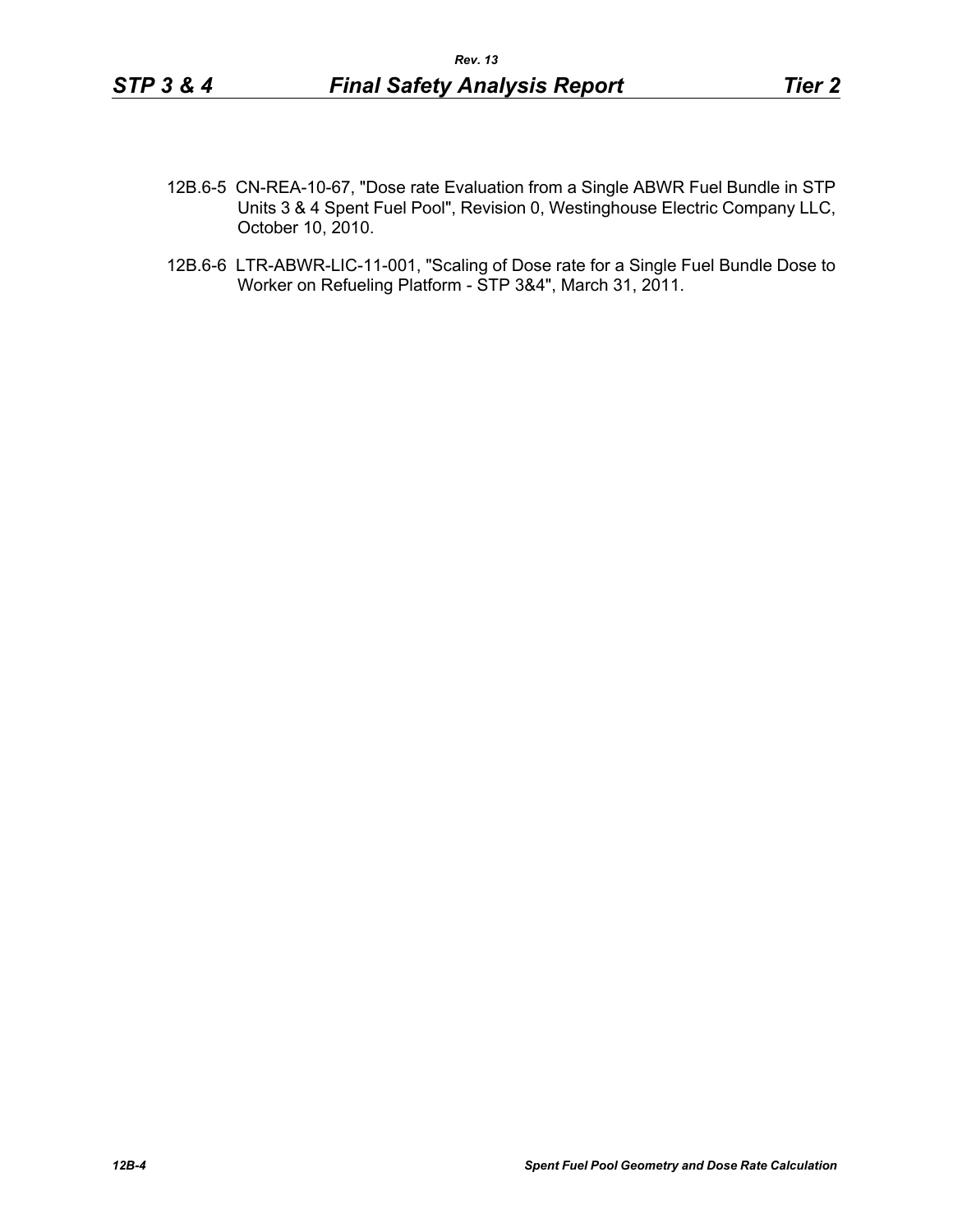12B.6-5 CN-REA-10-67, "Dose rate Evaluation from a Single ABWR Fuel Bundle in STP Units 3 & 4 Spent Fuel Pool", Revision 0, Westinghouse Electric Company LLC, October 10, 2010.

12B.6-6 LTR-ABWR-LIC-11-001, "Scaling of Dose rate for a Single Fuel Bundle Dose to Worker on Refueling Platform - STP 3&4", March 31, 2011.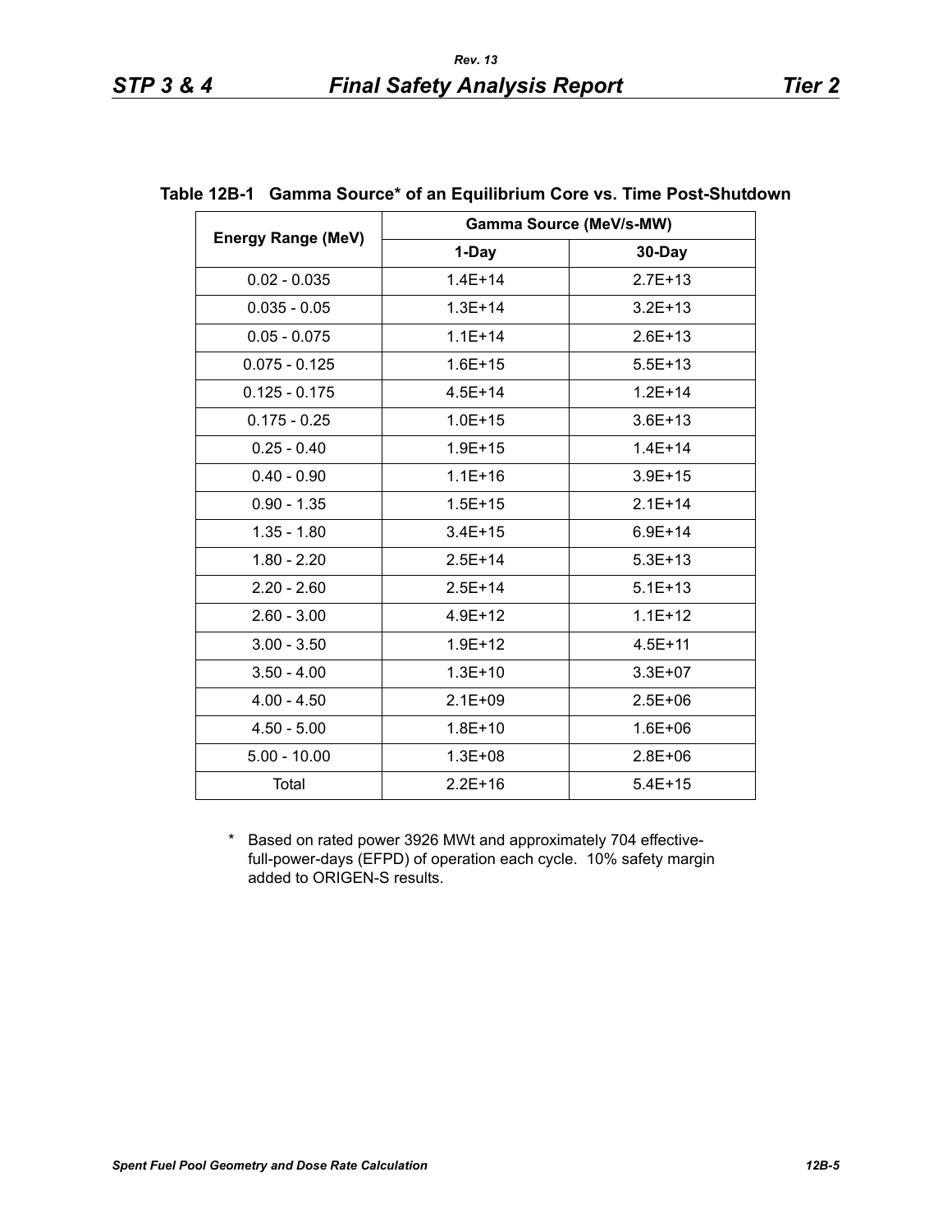**Table 12B-1 Gamma Source* of an Equilibrium Core vs. Time Post-Shutdown**

| Energy Range (MeV) | Gamma Source (MeV/s-MW) | |
|---|---|---|
| | 1-Day | 30-Day |
| 0.02 - 0.035 | 1.4E+14 | 2.7E+13 |
| 0.035 - 0.05 | 1.3E+14 | 3.2E+13 |
| 0.05 - 0.075 | 1.1E+14 | 2.6E+13 |
| 0.075 - 0.125 | 1.6E+15 | 5.5E+13 |
| 0.125 - 0.175 | 4.5E+14 | 1.2E+14 |
| 0.175 - 0.25 | 1.0E+15 | 3.6E+13 |
| 0.25 - 0.40 | 1.9E+15 | 1.4E+14 |
| 0.40 - 0.90 | 1.1E+16 | 3.9E+15 |
| 0.90 - 1.35 | 1.5E+15 | 2.1E+14 |
| 1.35 - 1.80 | 3.4E+15 | 6.9E+14 |
| 1.80 - 2.20 | 2.5E+14 | 5.3E+13 |
| 2.20 - 2.60 | 2.5E+14 | 5.1E+13 |
| 2.60 - 3.00 | 4.9E+12 | 1.1E+12 |
| 3.00 - 3.50 | 1.9E+12 | 4.5E+11 |
| 3.50 - 4.00 | 1.3E+10 | 3.3E+07 |
| 4.00 - 4.50 | 2.1E+09 | 2.5E+06 |
| 4.50 - 5.00 | 1.8E+10 | 1.6E+06 |
| 5.00 - 10.00 | 1.3E+08 | 2.8E+06 |
| Total | 2.2E+16 | 5.4E+15 |

\* Based on rated power 3926 MWt and approximately 704 effective-full-power-days (EFPD) of operation each cycle. 10% safety margin added to ORIGEN-S results.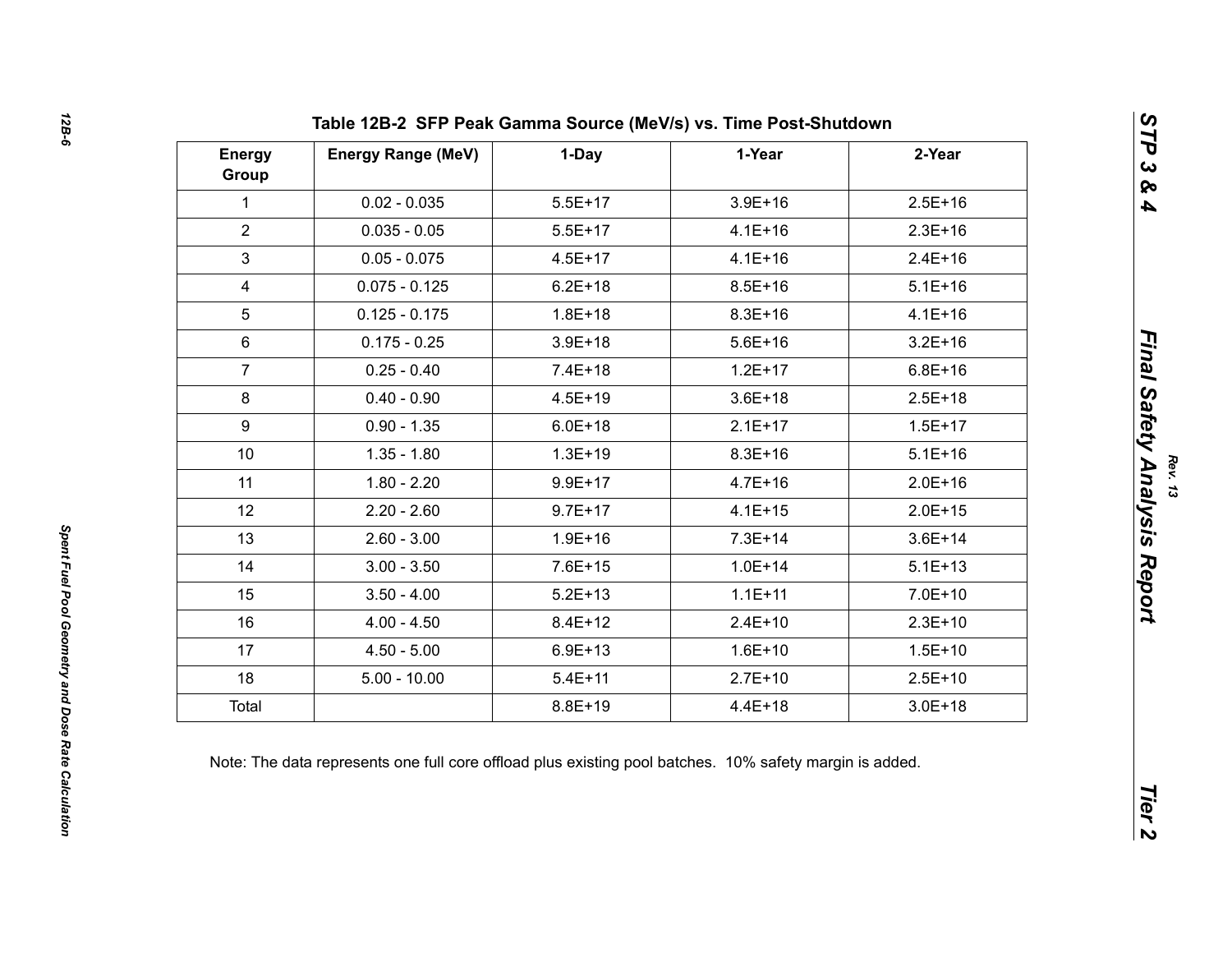### Table 12B-2 SFP Peak Gamma Source (MeV/s) vs. Time Post-Shutdown

| Energy Group | Energy Range (MeV) | 1-Day | 1-Year | 2-Year |
|---|---|---|---|---|
| 1 | 0.02 - 0.035 | 5.5E+17 | 3.9E+16 | 2.5E+16 |
| 2 | 0.035 - 0.05 | 5.5E+17 | 4.1E+16 | 2.3E+16 |
| 3 | 0.05 - 0.075 | 4.5E+17 | 4.1E+16 | 2.4E+16 |
| 4 | 0.075 - 0.125 | 6.2E+18 | 8.5E+16 | 5.1E+16 |
| 5 | 0.125 - 0.175 | 1.8E+18 | 8.3E+16 | 4.1E+16 |
| 6 | 0.175 - 0.25 | 3.9E+18 | 5.6E+16 | 3.2E+16 |
| 7 | 0.25 - 0.40 | 7.4E+18 | 1.2E+17 | 6.8E+16 |
| 8 | 0.40 - 0.90 | 4.5E+19 | 3.6E+18 | 2.5E+18 |
| 9 | 0.90 - 1.35 | 6.0E+18 | 2.1E+17 | 1.5E+17 |
| 10 | 1.35 - 1.80 | 1.3E+19 | 8.3E+16 | 5.1E+16 |
| 11 | 1.80 - 2.20 | 9.9E+17 | 4.7E+16 | 2.0E+16 |
| 12 | 2.20 - 2.60 | 9.7E+17 | 4.1E+15 | 2.0E+15 |
| 13 | 2.60 - 3.00 | 1.9E+16 | 7.3E+14 | 3.6E+14 |
| 14 | 3.00 - 3.50 | 7.6E+15 | 1.0E+14 | 5.1E+13 |
| 15 | 3.50 - 4.00 | 5.2E+13 | 1.1E+11 | 7.0E+10 |
| 16 | 4.00 - 4.50 | 8.4E+12 | 2.4E+10 | 2.3E+10 |
| 17 | 4.50 - 5.00 | 6.9E+13 | 1.6E+10 | 1.5E+10 |
| 18 | 5.00 - 10.00 | 5.4E+11 | 2.7E+10 | 2.5E+10 |
| Total | | 8.8E+19 | 4.4E+18 | 3.0E+18 |

Note: The data represents one full core offload plus existing pool batches. 10% safety margin is added.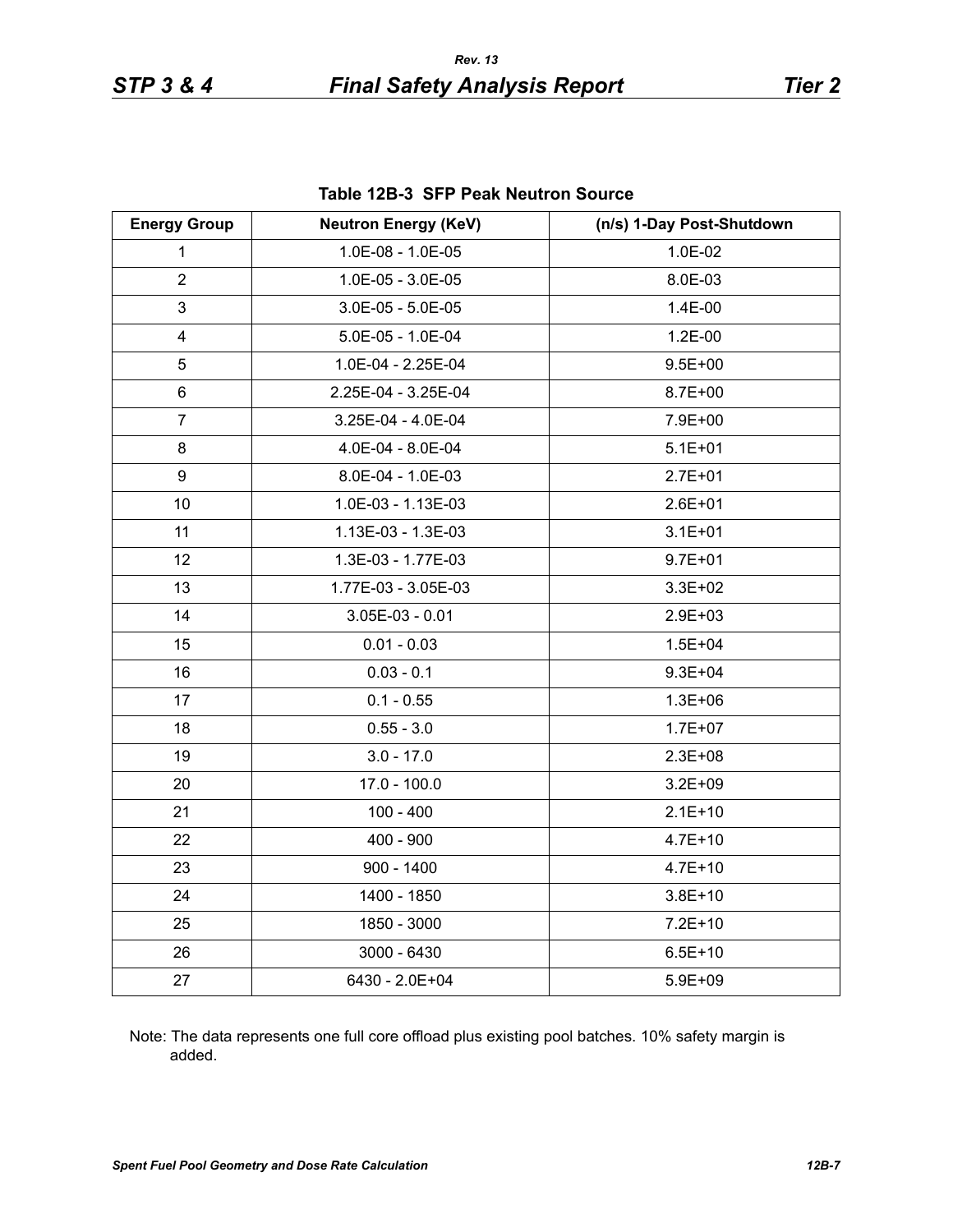### Table 12B-3 SFP Peak Neutron Source

| Energy Group | Neutron Energy (KeV) | (n/s) 1-Day Post-Shutdown |
|---|---|---|
| 1 | 1.0E-08 - 1.0E-05 | 1.0E-02 |
| 2 | 1.0E-05 - 3.0E-05 | 8.0E-03 |
| 3 | 3.0E-05 - 5.0E-05 | 1.4E-00 |
| 4 | 5.0E-05 - 1.0E-04 | 1.2E-00 |
| 5 | 1.0E-04 - 2.25E-04 | 9.5E+00 |
| 6 | 2.25E-04 - 3.25E-04 | 8.7E+00 |
| 7 | 3.25E-04 - 4.0E-04 | 7.9E+00 |
| 8 | 4.0E-04 - 8.0E-04 | 5.1E+01 |
| 9 | 8.0E-04 - 1.0E-03 | 2.7E+01 |
| 10 | 1.0E-03 - 1.13E-03 | 2.6E+01 |
| 11 | 1.13E-03 - 1.3E-03 | 3.1E+01 |
| 12 | 1.3E-03 - 1.77E-03 | 9.7E+01 |
| 13 | 1.77E-03 - 3.05E-03 | 3.3E+02 |
| 14 | 3.05E-03 - 0.01 | 2.9E+03 |
| 15 | 0.01 - 0.03 | 1.5E+04 |
| 16 | 0.03 - 0.1 | 9.3E+04 |
| 17 | 0.1 - 0.55 | 1.3E+06 |
| 18 | 0.55 - 3.0 | 1.7E+07 |
| 19 | 3.0 - 17.0 | 2.3E+08 |
| 20 | 17.0 - 100.0 | 3.2E+09 |
| 21 | 100 - 400 | 2.1E+10 |
| 22 | 400 - 900 | 4.7E+10 |
| 23 | 900 - 1400 | 4.7E+10 |
| 24 | 1400 - 1850 | 3.8E+10 |
| 25 | 1850 - 3000 | 7.2E+10 |
| 26 | 3000 - 6430 | 6.5E+10 |
| 27 | 6430 - 2.0E+04 | 5.9E+09 |

Note: The data represents one full core offload plus existing pool batches. 10% safety margin is added.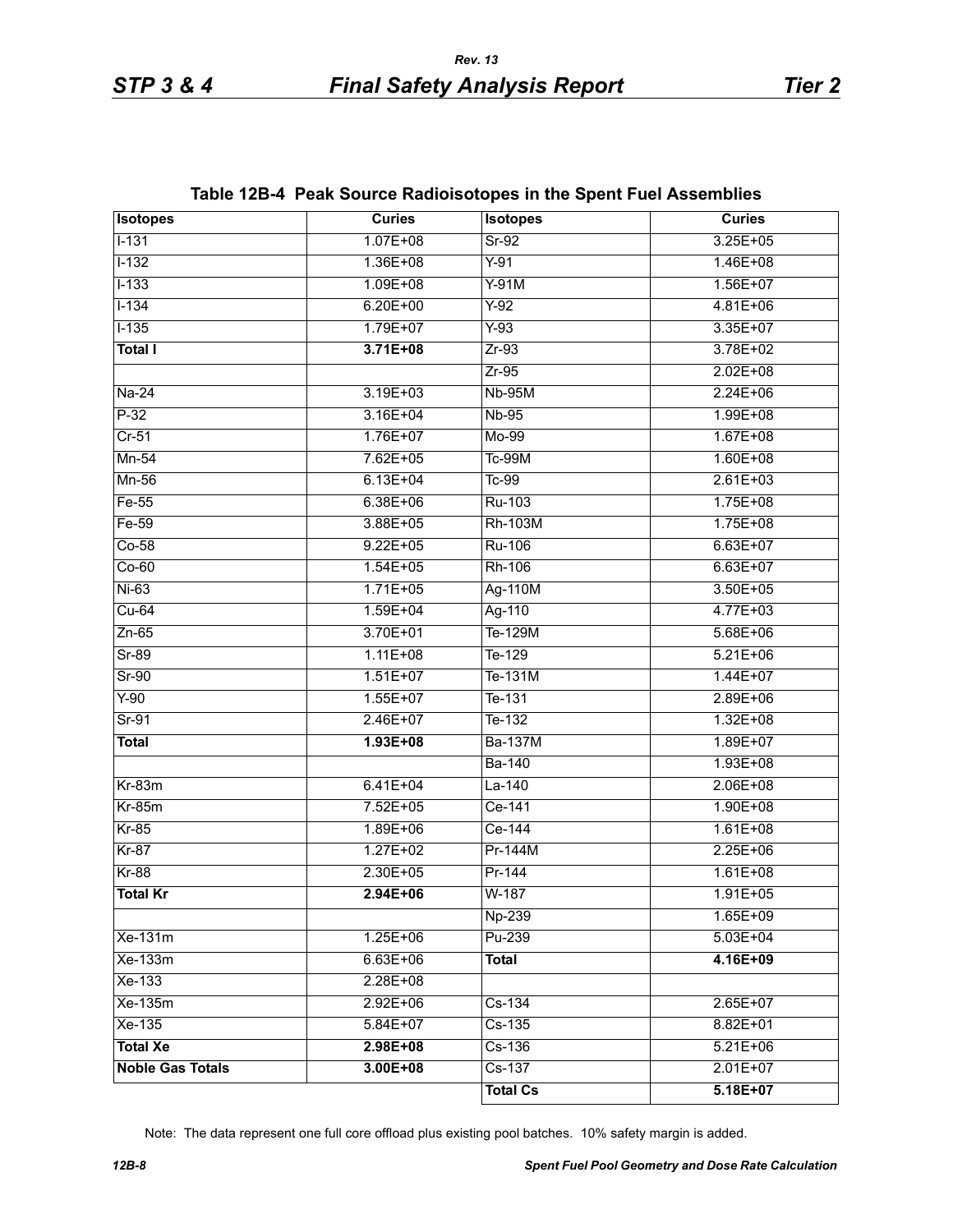## Table 12B-4 Peak Source Radioisotopes in the Spent Fuel Assemblies

| Isotopes | Curies | Isotopes | Curies |
|---|---|---|---|
| I-131 | 1.07E+08 | Sr-92 | 3.25E+05 |
| I-132 | 1.36E+08 | Y-91 | 1.46E+08 |
| I-133 | 1.09E+08 | Y-91M | 1.56E+07 |
| I-134 | 6.20E+00 | Y-92 | 4.81E+06 |
| I-135 | 1.79E+07 | Y-93 | 3.35E+07 |
| **Total I** | **3.71E+08** | Zr-93 | 3.78E+02 |
| | | Zr-95 | 2.02E+08 |
| Na-24 | 3.19E+03 | Nb-95M | 2.24E+06 |
| P-32 | 3.16E+04 | Nb-95 | 1.99E+08 |
| Cr-51 | 1.76E+07 | Mo-99 | 1.67E+08 |
| Mn-54 | 7.62E+05 | Tc-99M | 1.60E+08 |
| Mn-56 | 6.13E+04 | Tc-99 | 2.61E+03 |
| Fe-55 | 6.38E+06 | Ru-103 | 1.75E+08 |
| Fe-59 | 3.88E+05 | Rh-103M | 1.75E+08 |
| Co-58 | 9.22E+05 | Ru-106 | 6.63E+07 |
| Co-60 | 1.54E+05 | Rh-106 | 6.63E+07 |
| Ni-63 | 1.71E+05 | Ag-110M | 3.50E+05 |
| Cu-64 | 1.59E+04 | Ag-110 | 4.77E+03 |
| Zn-65 | 3.70E+01 | Te-129M | 5.68E+06 |
| Sr-89 | 1.11E+08 | Te-129 | 5.21E+06 |
| Sr-90 | 1.51E+07 | Te-131M | 1.44E+07 |
| Y-90 | 1.55E+07 | Te-131 | 2.89E+06 |
| Sr-91 | 2.46E+07 | Te-132 | 1.32E+08 |
| **Total** | **1.93E+08** | Ba-137M | 1.89E+07 |
| | | Ba-140 | 1.93E+08 |
| Kr-83m | 6.41E+04 | La-140 | 2.06E+08 |
| Kr-85m | 7.52E+05 | Ce-141 | 1.90E+08 |
| Kr-85 | 1.89E+06 | Ce-144 | 1.61E+08 |
| Kr-87 | 1.27E+02 | Pr-144M | 2.25E+06 |
| Kr-88 | 2.30E+05 | Pr-144 | 1.61E+08 |
| **Total Kr** | **2.94E+06** | W-187 | 1.91E+05 |
| | | Np-239 | 1.65E+09 |
| Xe-131m | 1.25E+06 | Pu-239 | 5.03E+04 |
| Xe-133m | 6.63E+06 | **Total** | **4.16E+09** |
| Xe-133 | 2.28E+08 | | |
| Xe-135m | 2.92E+06 | Cs-134 | 2.65E+07 |
| Xe-135 | 5.84E+07 | Cs-135 | 8.82E+01 |
| **Total Xe** | **2.98E+08** | Cs-136 | 5.21E+06 |
| **Noble Gas Totals** | **3.00E+08** | Cs-137 | 2.01E+07 |
| | | **Total Cs** | **5.18E+07** |

Note: The data represent one full core offload plus existing pool batches. 10% safety margin is added.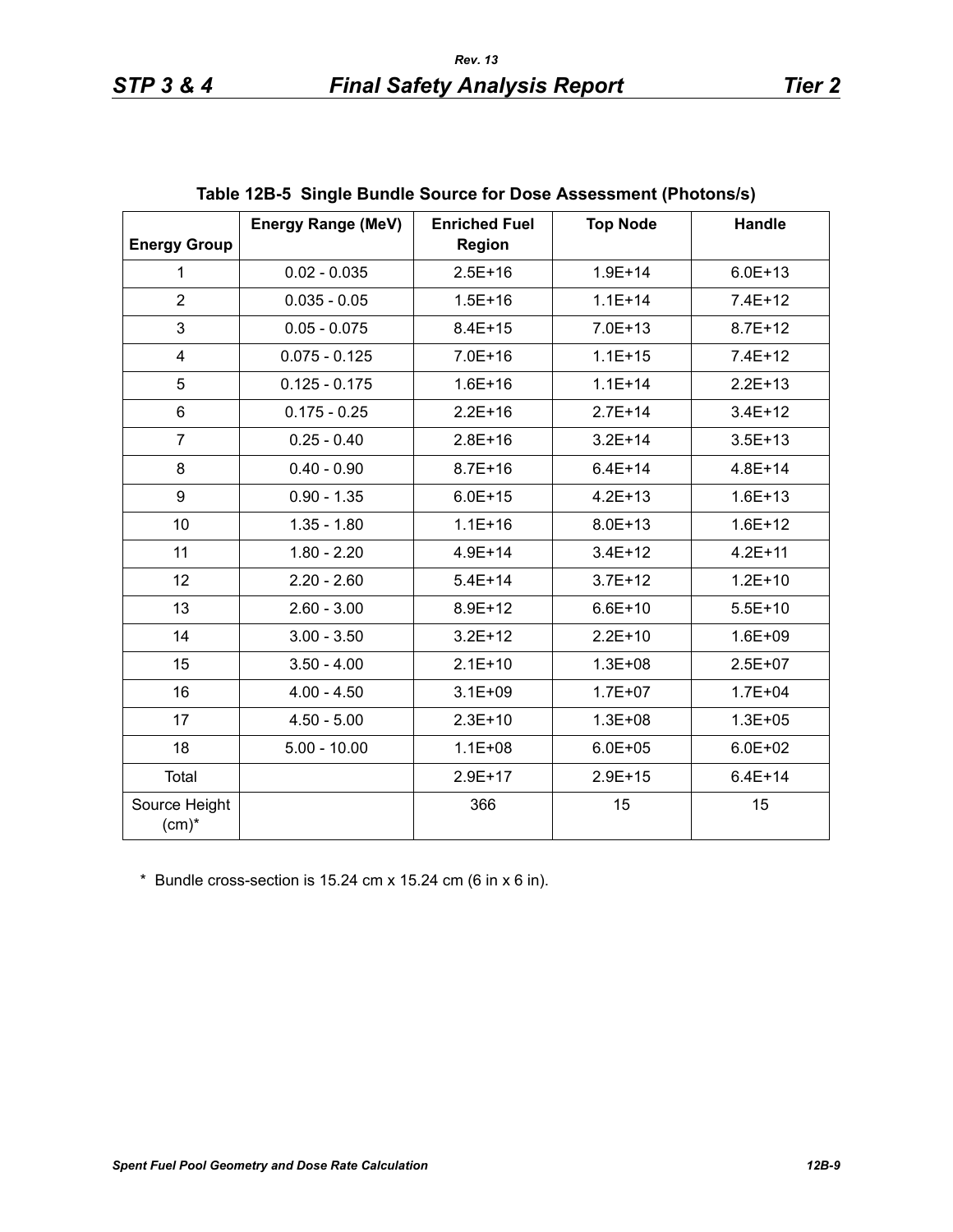**Table 12B-5 Single Bundle Source for Dose Assessment (Photons/s)**

| Energy Group | Energy Range (MeV) | Enriched Fuel Region | Top Node | Handle |
|---|---|---|---|---|
| 1 | 0.02 - 0.035 | 2.5E+16 | 1.9E+14 | 6.0E+13 |
| 2 | 0.035 - 0.05 | 1.5E+16 | 1.1E+14 | 7.4E+12 |
| 3 | 0.05 - 0.075 | 8.4E+15 | 7.0E+13 | 8.7E+12 |
| 4 | 0.075 - 0.125 | 7.0E+16 | 1.1E+15 | 7.4E+12 |
| 5 | 0.125 - 0.175 | 1.6E+16 | 1.1E+14 | 2.2E+13 |
| 6 | 0.175 - 0.25 | 2.2E+16 | 2.7E+14 | 3.4E+12 |
| 7 | 0.25 - 0.40 | 2.8E+16 | 3.2E+14 | 3.5E+13 |
| 8 | 0.40 - 0.90 | 8.7E+16 | 6.4E+14 | 4.8E+14 |
| 9 | 0.90 - 1.35 | 6.0E+15 | 4.2E+13 | 1.6E+13 |
| 10 | 1.35 - 1.80 | 1.1E+16 | 8.0E+13 | 1.6E+12 |
| 11 | 1.80 - 2.20 | 4.9E+14 | 3.4E+12 | 4.2E+11 |
| 12 | 2.20 - 2.60 | 5.4E+14 | 3.7E+12 | 1.2E+10 |
| 13 | 2.60 - 3.00 | 8.9E+12 | 6.6E+10 | 5.5E+10 |
| 14 | 3.00 - 3.50 | 3.2E+12 | 2.2E+10 | 1.6E+09 |
| 15 | 3.50 - 4.00 | 2.1E+10 | 1.3E+08 | 2.5E+07 |
| 16 | 4.00 - 4.50 | 3.1E+09 | 1.7E+07 | 1.7E+04 |
| 17 | 4.50 - 5.00 | 2.3E+10 | 1.3E+08 | 1.3E+05 |
| 18 | 5.00 - 10.00 | 1.1E+08 | 6.0E+05 | 6.0E+02 |
| Total | | 2.9E+17 | 2.9E+15 | 6.4E+14 |
| Source Height (cm)* | | 366 | 15 | 15 |

\* Bundle cross-section is 15.24 cm x 15.24 cm (6 in x 6 in).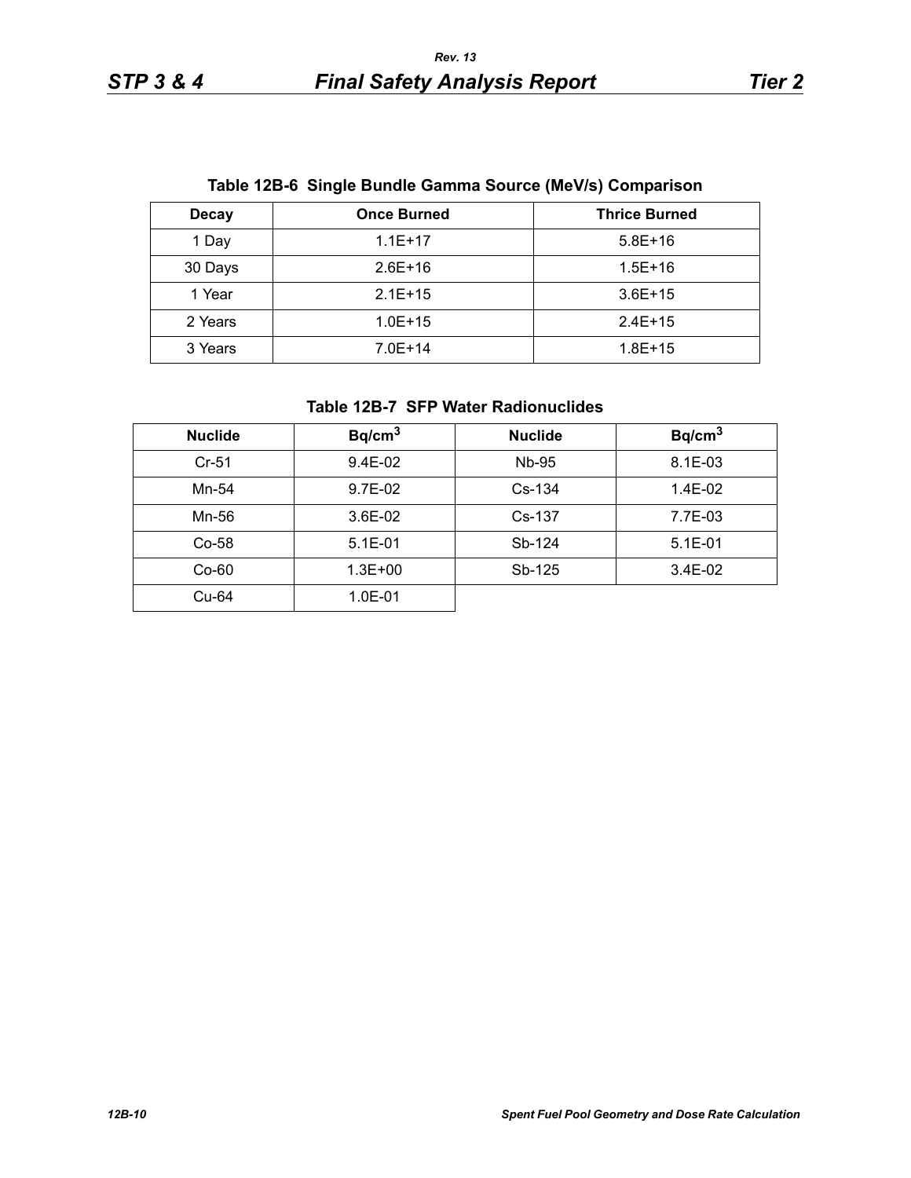**Table 12B-6 Single Bundle Gamma Source (MeV/s) Comparison**

| Decay | Once Burned | Thrice Burned |
|---|---|---|
| 1 Day | 1.1E+17 | 5.8E+16 |
| 30 Days | 2.6E+16 | 1.5E+16 |
| 1 Year | 2.1E+15 | 3.6E+15 |
| 2 Years | 1.0E+15 | 2.4E+15 |
| 3 Years | 7.0E+14 | 1.8E+15 |

**Table 12B-7 SFP Water Radionuclides**

| Nuclide | $Bq/cm^3$ | Nuclide | $Bq/cm^3$ |
|---|---|---|---|
| Cr-51 | 9.4E-02 | Nb-95 | 8.1E-03 |
| Mn-54 | 9.7E-02 | Cs-134 | 1.4E-02 |
| Mn-56 | 3.6E-02 | Cs-137 | 7.7E-03 |
| Co-58 | 5.1E-01 | Sb-124 | 5.1E-01 |
| Co-60 | 1.3E+00 | Sb-125 | 3.4E-02 |
| Cu-64 | 1.0E-01 | | |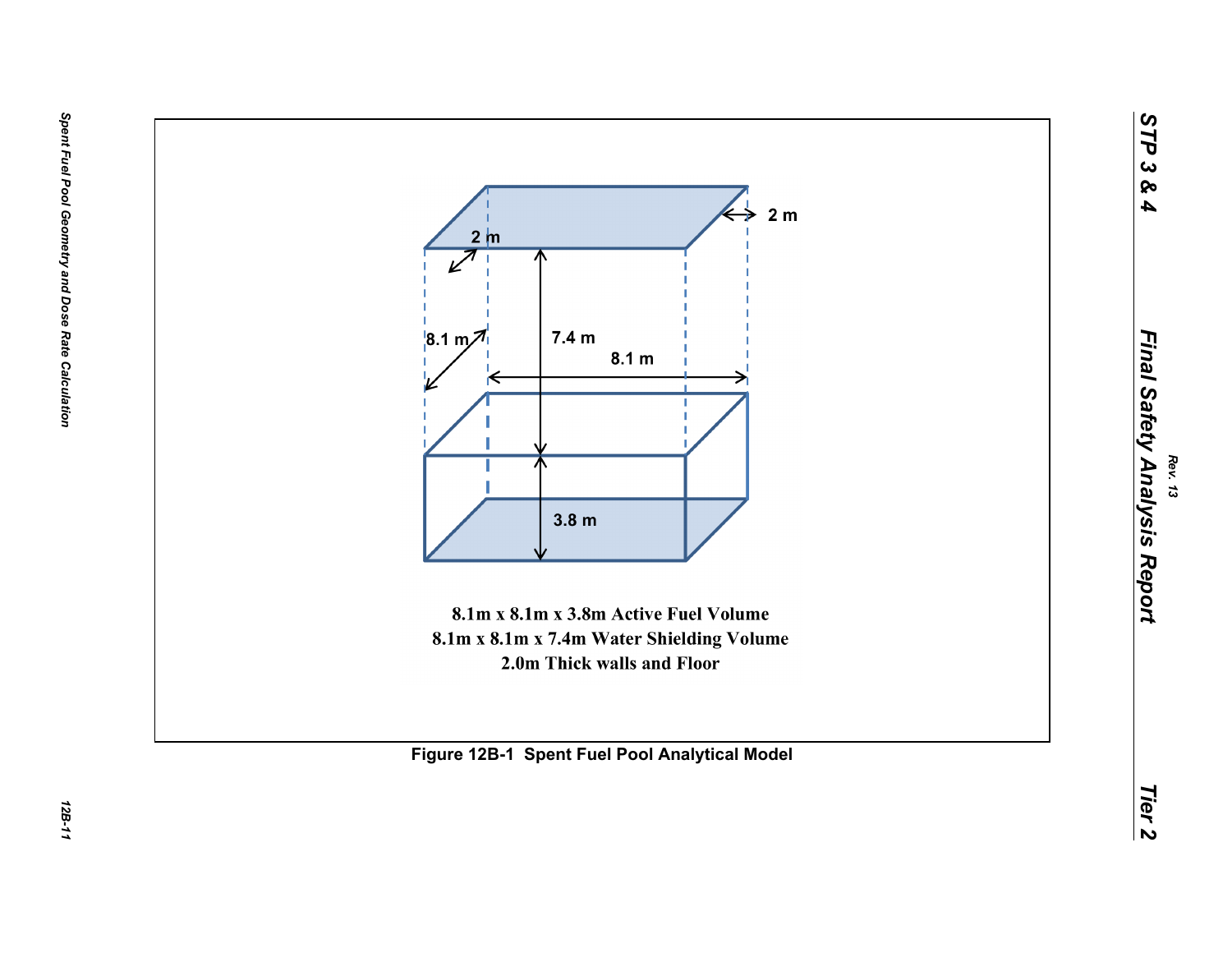8.1m x 8.1m x 3.8m Active Fuel Volume
8.1m x 8.1m x 7.4m Water Shielding Volume
2.0m Thick walls and Floor

**Figure 12B-1 Spent Fuel Pool Analytical Model**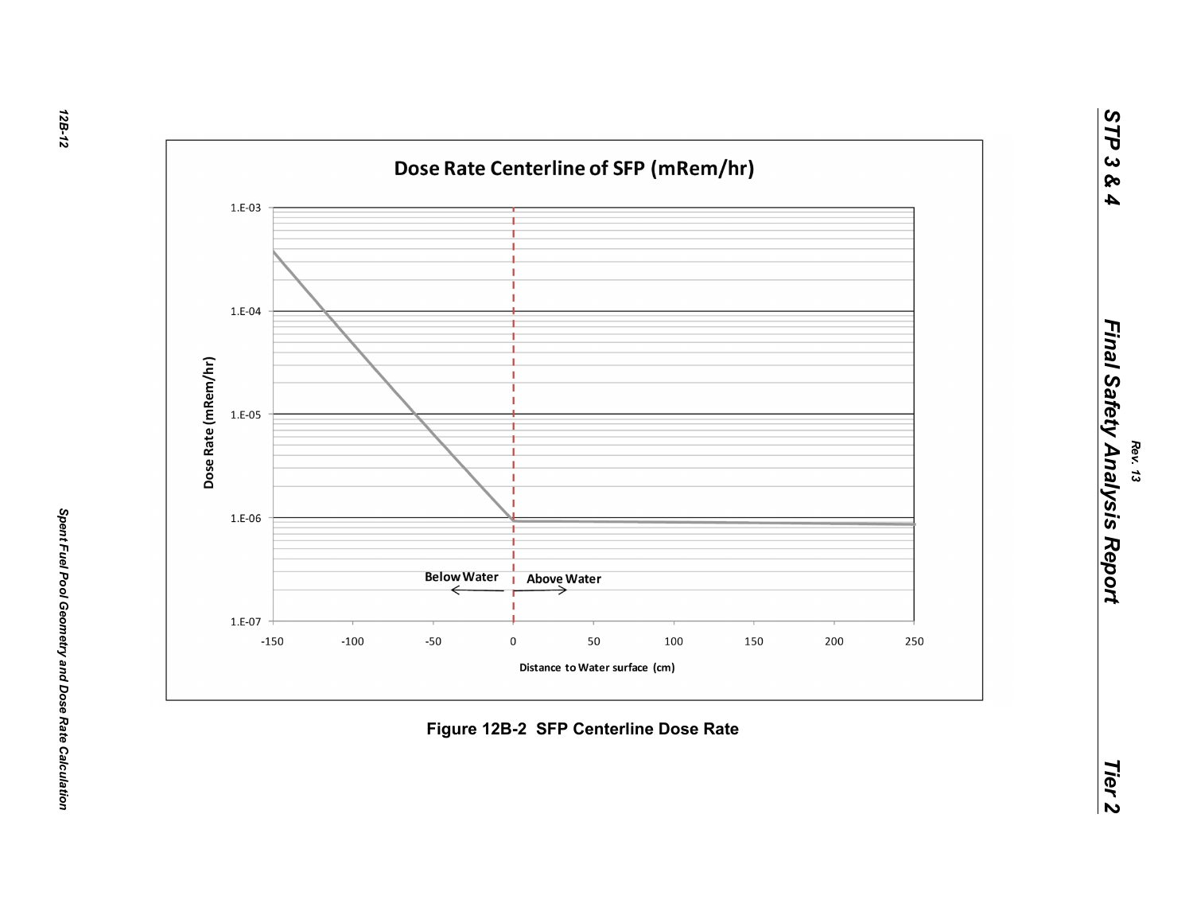**Dose Rate Centerline of SFP (mRem/hr)**

Dose Rate (mRem/hr)

1.E-03

1.E-04

1.E-05

1.E-06

1.E-07

Below Water

Above Water

-150 -100 -50 0 50 100 150 200 250

Distance to Water surface (cm)

**Figure 12B-2 SFP Centerline Dose Rate**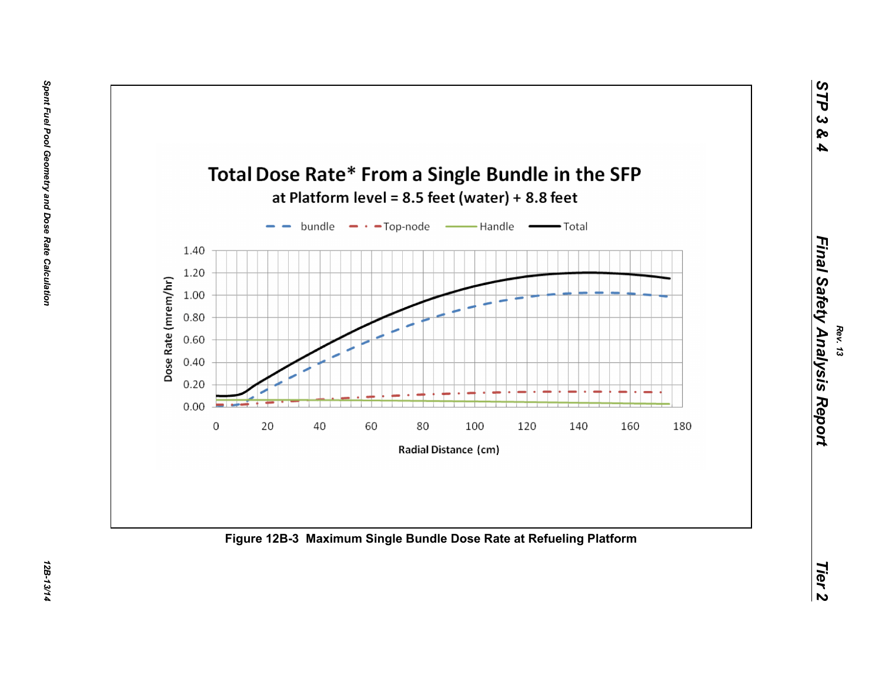Total Dose Rate* From a Single Bundle in the SFP

at Platform level = 8.5 feet (water) + 8.8 feet

bundle
Top-node
Handle
Total

Dose Rate (mrem/hr)

1.40
1.20
1.00
0.80
0.60
0.40
0.20
0.00

0
20
40
60
80
100
120
140
160
180

Radial Distance (cm)

**Figure 12B-3 Maximum Single Bundle Dose Rate at Refueling Platform**